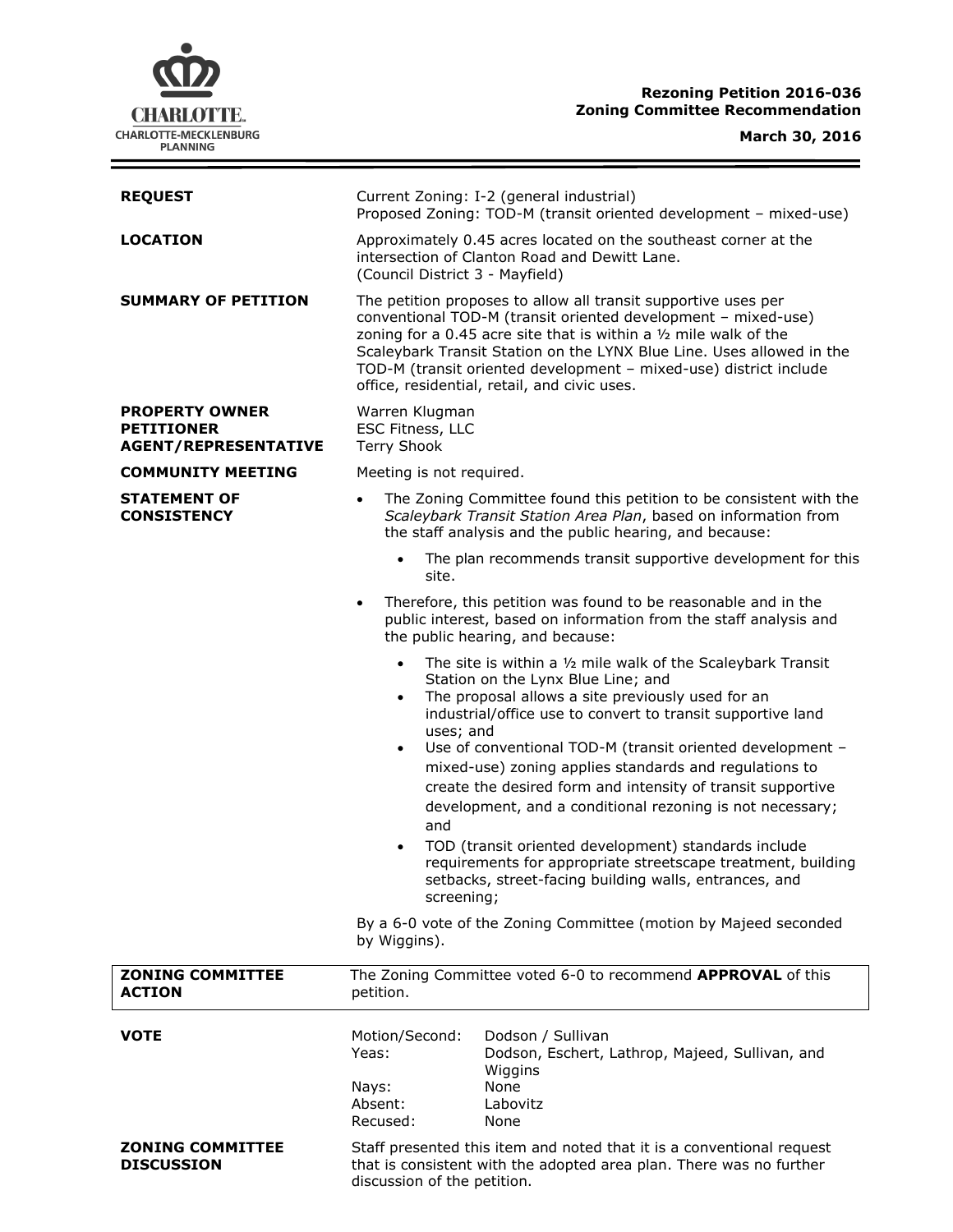**Rezoning Petition 2016-036**
**Zoning Committee Recommendation**

**March 30, 2016**

| | |
|---|---|
| **REQUEST** | Current Zoning: I-2 (general industrial)<br>Proposed Zoning: TOD-M (transit oriented development – mixed-use) |
| **LOCATION** | Approximately 0.45 acres located on the southeast corner at the intersection of Clanton Road and Dewitt Lane.<br>(Council District 3 - Mayfield) |
| **SUMMARY OF PETITION** | The petition proposes to allow all transit supportive uses per conventional TOD-M (transit oriented development – mixed-use) zoning for a 0.45 acre site that is within a ½ mile walk of the Scaleybark Transit Station on the LYNX Blue Line. Uses allowed in the TOD-M (transit oriented development – mixed-use) district include office, residential, retail, and civic uses. |
| **PROPERTY OWNER**<br>**PETITIONER**<br>**AGENT/REPRESENTATIVE** | Warren Klugman<br>ESC Fitness, LLC<br>Terry Shook |
| **COMMUNITY MEETING** | Meeting is not required. |

**STATEMENT OF CONSISTENCY**

- The Zoning Committee found this petition to be consistent with the *Scaleybark Transit Station Area Plan*, based on information from the staff analysis and the public hearing, and because:
  - The plan recommends transit supportive development for this site.
- Therefore, this petition was found to be reasonable and in the public interest, based on information from the staff analysis and the public hearing, and because:
  - The site is within a ½ mile walk of the Scaleybark Transit Station on the Lynx Blue Line; and
  - The proposal allows a site previously used for an industrial/office use to convert to transit supportive land uses; and
  - Use of conventional TOD-M (transit oriented development – mixed-use) zoning applies standards and regulations to create the desired form and intensity of transit supportive development, and a conditional rezoning is not necessary; and
  - TOD (transit oriented development) standards include requirements for appropriate streetscape treatment, building setbacks, street-facing building walls, entrances, and screening;

By a 6-0 vote of the Zoning Committee (motion by Majeed seconded by Wiggins).

| | |
|---|---|
| **ZONING COMMITTEE ACTION** | The Zoning Committee voted 6-0 to recommend **APPROVAL** of this petition. |

**VOTE**

| | |
|---|---|
| Motion/Second: | Dodson / Sullivan |
| Yeas: | Dodson, Eschert, Lathrop, Majeed, Sullivan, and Wiggins |
| Nays: | None |
| Absent: | Labovitz |
| Recused: | None |

**ZONING COMMITTEE DISCUSSION**

Staff presented this item and noted that it is a conventional request that is consistent with the adopted area plan. There was no further discussion of the petition.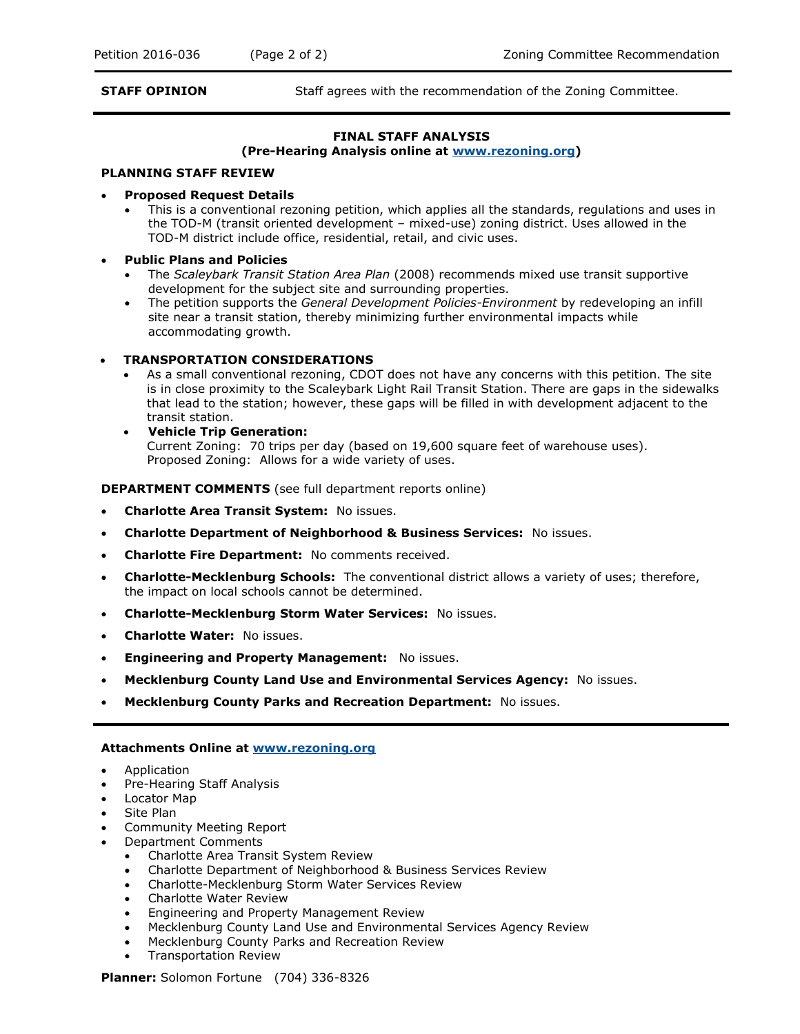**STAFF OPINION** Staff agrees with the recommendation of the Zoning Committee.

---

**FINAL STAFF ANALYSIS**
**(Pre-Hearing Analysis online at www.rezoning.org)**

**PLANNING STAFF REVIEW**

- **Proposed Request Details**
  - This is a conventional rezoning petition, which applies all the standards, regulations and uses in the TOD-M (transit oriented development – mixed-use) zoning district. Uses allowed in the TOD-M district include office, residential, retail, and civic uses.

- **Public Plans and Policies**
  - The *Scaleybark Transit Station Area Plan* (2008) recommends mixed use transit supportive development for the subject site and surrounding properties.
  - The petition supports the *General Development Policies-Environment* by redeveloping an infill site near a transit station, thereby minimizing further environmental impacts while accommodating growth.

- **TRANSPORTATION CONSIDERATIONS**
  - As a small conventional rezoning, CDOT does not have any concerns with this petition. The site is in close proximity to the Scaleybark Light Rail Transit Station. There are gaps in the sidewalks that lead to the station; however, these gaps will be filled in with development adjacent to the transit station.
  - **Vehicle Trip Generation:**
    Current Zoning: 70 trips per day (based on 19,600 square feet of warehouse uses).
    Proposed Zoning: Allows for a wide variety of uses.

**DEPARTMENT COMMENTS** (see full department reports online)

- **Charlotte Area Transit System:** No issues.
- **Charlotte Department of Neighborhood & Business Services:** No issues.
- **Charlotte Fire Department:** No comments received.
- **Charlotte-Mecklenburg Schools:** The conventional district allows a variety of uses; therefore, the impact on local schools cannot be determined.
- **Charlotte-Mecklenburg Storm Water Services:** No issues.
- **Charlotte Water:** No issues.
- **Engineering and Property Management:** No issues.
- **Mecklenburg County Land Use and Environmental Services Agency:** No issues.
- **Mecklenburg County Parks and Recreation Department:** No issues.

---

**Attachments Online at www.rezoning.org**

- Application
- Pre-Hearing Staff Analysis
- Locator Map
- Site Plan
- Community Meeting Report
- Department Comments
  - Charlotte Area Transit System Review
  - Charlotte Department of Neighborhood & Business Services Review
  - Charlotte-Mecklenburg Storm Water Services Review
  - Charlotte Water Review
  - Engineering and Property Management Review
  - Mecklenburg County Land Use and Environmental Services Agency Review
  - Mecklenburg County Parks and Recreation Review
  - Transportation Review

**Planner:** Solomon Fortune (704) 336-8326